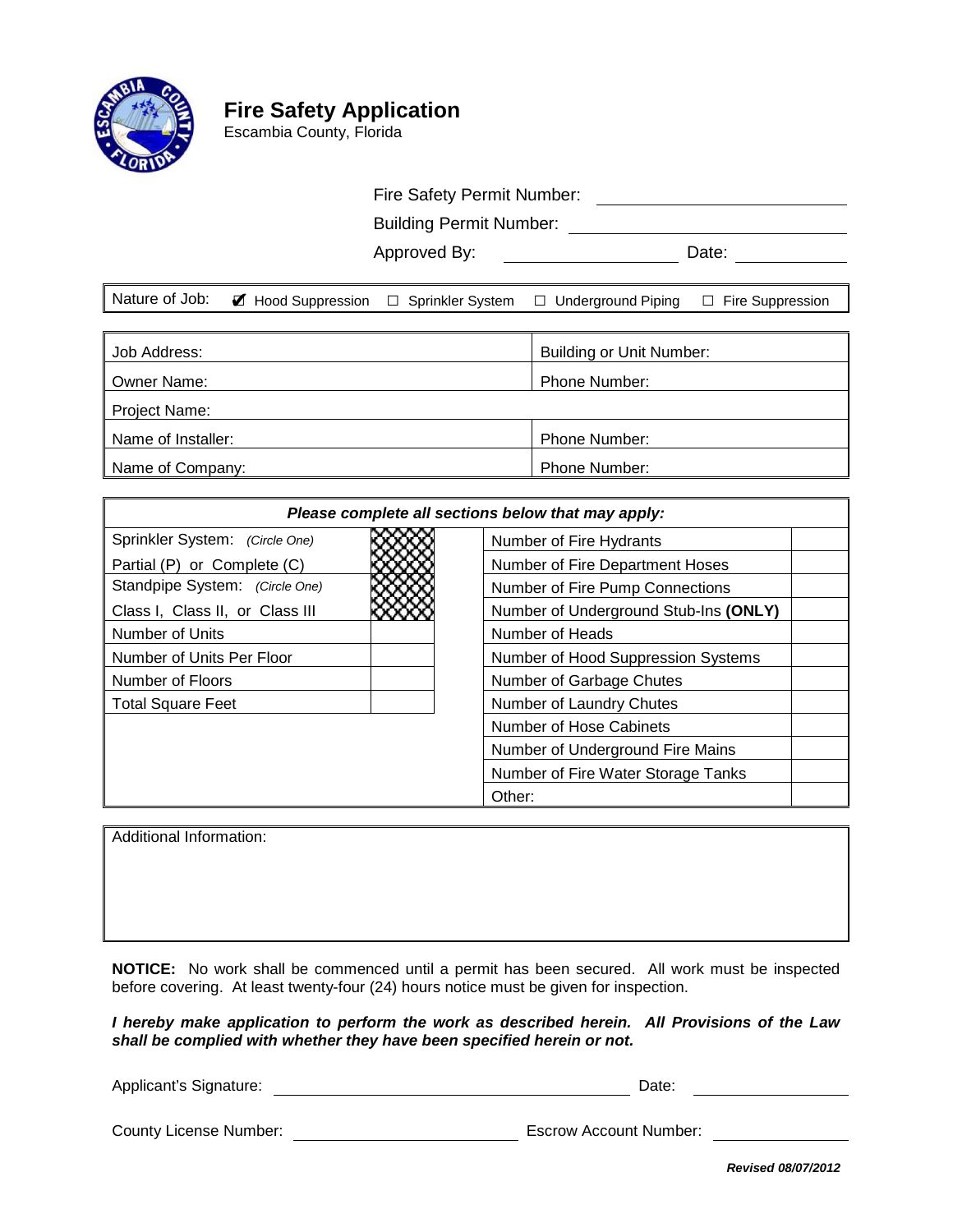# Fire Safety Application

Escambia County, Florida

Fire Safety Permit Number: ____________________

Building Permit Number: ____________________

Approved By: ____________________ Date: ____________

| Nature of Job: | ☑ Hood Suppression | ☐ Sprinkler System | ☐ Underground Piping | ☐ Fire Suppression |
|---|---|---|---|---|

| | |
|---|---|
| Job Address: | Building or Unit Number: |
| Owner Name: | Phone Number: |
| Project Name: | |
| Name of Installer: | Phone Number: |
| Name of Company: | Phone Number: |

***Please complete all sections below that may apply:***

| | | | |
|---|---|---|---|
| Sprinkler System: *(Circle One)* Partial (P) or Complete (C) | | Number of Fire Hydrants | |
| | | Number of Fire Department Hoses | |
| Standpipe System: *(Circle One)* Class I, Class II, or Class III | | Number of Fire Pump Connections | |
| | | Number of Underground Stub-Ins **(ONLY)** | |
| Number of Units | | Number of Heads | |
| Number of Units Per Floor | | Number of Hood Suppression Systems | |
| Number of Floors | | Number of Garbage Chutes | |
| Total Square Feet | | Number of Laundry Chutes | |
| | | Number of Hose Cabinets | |
| | | Number of Underground Fire Mains | |
| | | Number of Fire Water Storage Tanks | |
| | | Other: | |

Additional Information:

**NOTICE:** No work shall be commenced until a permit has been secured. All work must be inspected before covering. At least twenty-four (24) hours notice must be given for inspection.

***I hereby make application to perform the work as described herein. All Provisions of the Law shall be complied with whether they have been specified herein or not.***

Applicant's Signature: ______________________________ Date: ____________

County License Number: ____________________ Escrow Account Number: ____________

***Revised 08/07/2012***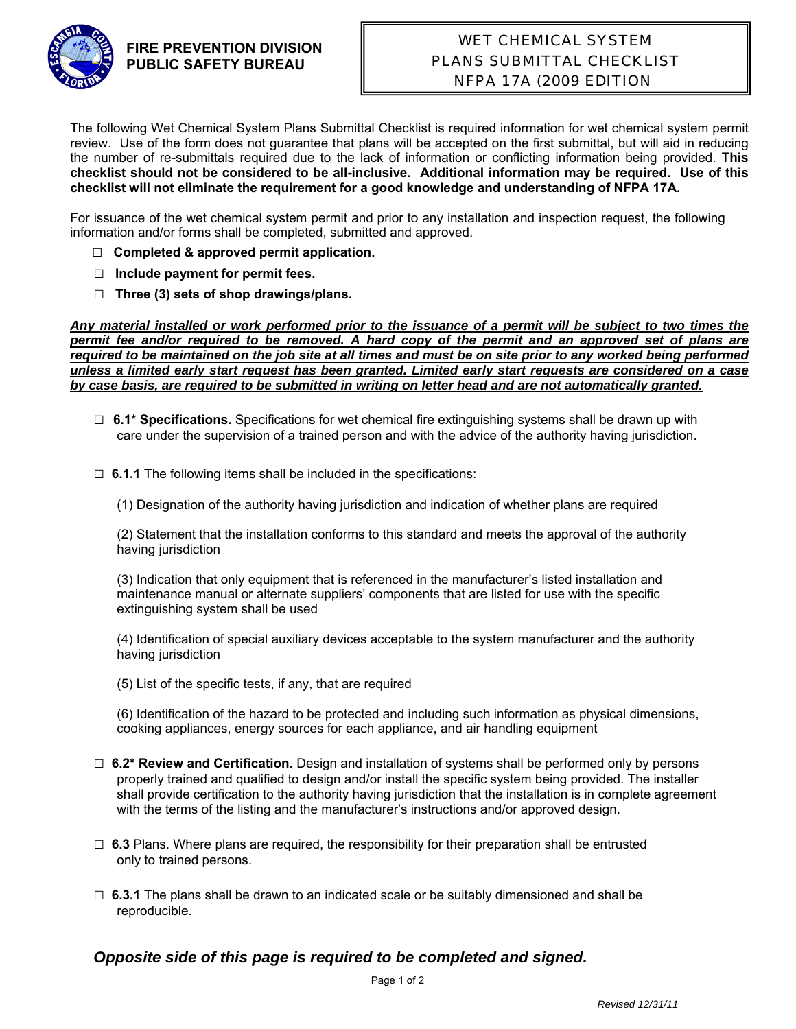**FIRE PREVENTION DIVISION**
**PUBLIC SAFETY BUREAU**

# WET CHEMICAL SYSTEM PLANS SUBMITTAL CHECKLIST NFPA 17A (2009 EDITION

The following Wet Chemical System Plans Submittal Checklist is required information for wet chemical system permit review. Use of the form does not guarantee that plans will be accepted on the first submittal, but will aid in reducing the number of re-submittals required due to the lack of information or conflicting information being provided. **This checklist should not be considered to be all-inclusive. Additional information may be required. Use of this checklist will not eliminate the requirement for a good knowledge and understanding of NFPA 17A.**

For issuance of the wet chemical system permit and prior to any installation and inspection request, the following information and/or forms shall be completed, submitted and approved.

- ☐ **Completed & approved permit application.**
- ☐ **Include payment for permit fees.**
- ☐ **Three (3) sets of shop drawings/plans.**

***Any material installed or work performed prior to the issuance of a permit will be subject to two times the permit fee and/or required to be removed. A hard copy of the permit and an approved set of plans are required to be maintained on the job site at all times and must be on site prior to any worked being performed unless a limited early start request has been granted. Limited early start requests are considered on a case by case basis, are required to be submitted in writing on letter head and are not automatically granted.***

☐ **6.1* Specifications.** Specifications for wet chemical fire extinguishing systems shall be drawn up with care under the supervision of a trained person and with the advice of the authority having jurisdiction.

☐ **6.1.1** The following items shall be included in the specifications:

(1) Designation of the authority having jurisdiction and indication of whether plans are required

(2) Statement that the installation conforms to this standard and meets the approval of the authority having jurisdiction

(3) Indication that only equipment that is referenced in the manufacturer's listed installation and maintenance manual or alternate suppliers' components that are listed for use with the specific extinguishing system shall be used

(4) Identification of special auxiliary devices acceptable to the system manufacturer and the authority having jurisdiction

(5) List of the specific tests, if any, that are required

(6) Identification of the hazard to be protected and including such information as physical dimensions, cooking appliances, energy sources for each appliance, and air handling equipment

☐ **6.2* Review and Certification.** Design and installation of systems shall be performed only by persons properly trained and qualified to design and/or install the specific system being provided. The installer shall provide certification to the authority having jurisdiction that the installation is in complete agreement with the terms of the listing and the manufacturer's instructions and/or approved design.

☐ **6.3** Plans. Where plans are required, the responsibility for their preparation shall be entrusted only to trained persons.

☐ **6.3.1** The plans shall be drawn to an indicated scale or be suitably dimensioned and shall be reproducible.

***Opposite side of this page is required to be completed and signed.***

*Revised 12/31/11*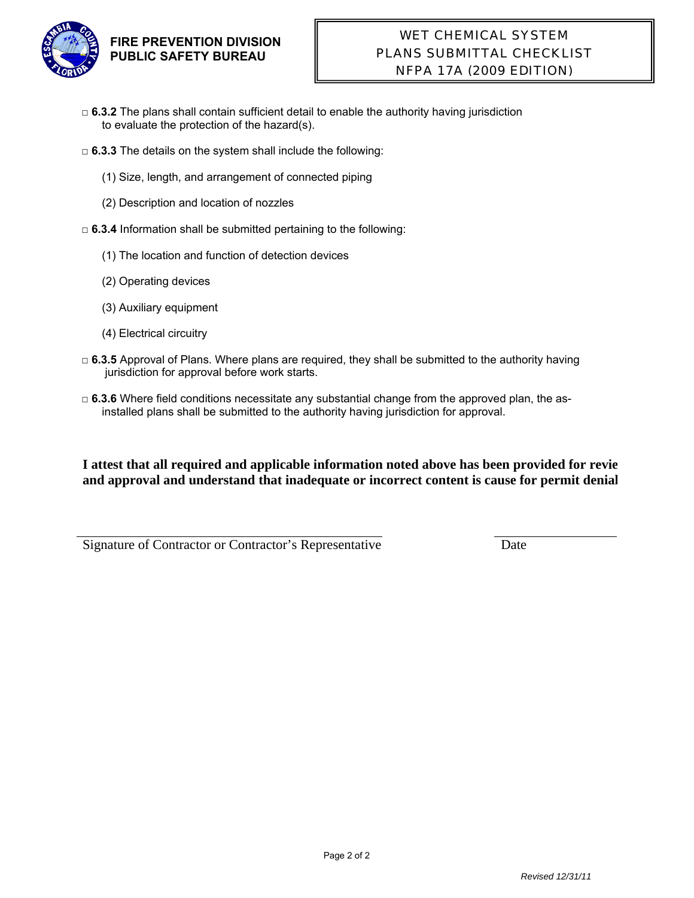**FIRE PREVENTION DIVISION**
**PUBLIC SAFETY BUREAU**

# WET CHEMICAL SYSTEM PLANS SUBMITTAL CHECKLIST NFPA 17A (2009 EDITION)

□ **6.3.2** The plans shall contain sufficient detail to enable the authority having jurisdiction to evaluate the protection of the hazard(s).

□ **6.3.3** The details on the system shall include the following:

(1) Size, length, and arrangement of connected piping

(2) Description and location of nozzles

□ **6.3.4** Information shall be submitted pertaining to the following:

(1) The location and function of detection devices

(2) Operating devices

(3) Auxiliary equipment

(4) Electrical circuitry

□ **6.3.5** Approval of Plans. Where plans are required, they shall be submitted to the authority having jurisdiction for approval before work starts.

□ **6.3.6** Where field conditions necessitate any substantial change from the approved plan, the as-installed plans shall be submitted to the authority having jurisdiction for approval.

**I attest that all required and applicable information noted above has been provided for revie and approval and understand that inadequate or incorrect content is cause for permit denial**

Signature of Contractor or Contractor's Representative

Date

*Revised 12/31/11*